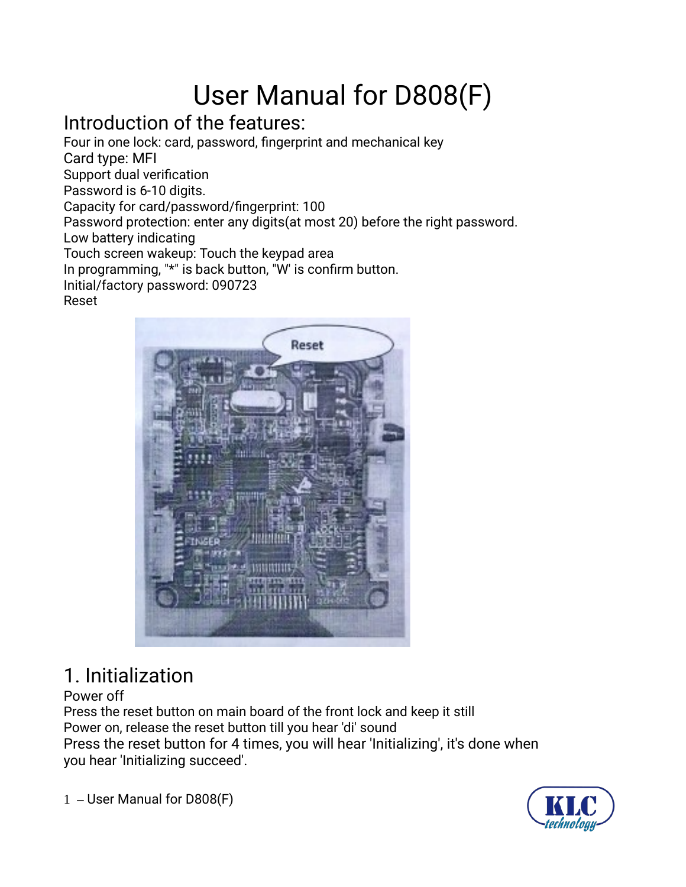# User Manual for D808(F)

## Introduction of the features:

Four in one lock: card, password, fingerprint and mechanical key
Card type: MFI
Support dual verification
Password is 6-10 digits.
Capacity for card/password/fingerprint: 100
Password protection: enter any digits(at most 20) before the right password.
Low battery indicating
Touch screen wakeup: Touch the keypad area
In programming, "*" is back button, "W" is confirm button.
Initial/factory password: 090723
Reset

## 1. Initialization

Power off
Press the reset button on main board of the front lock and keep it still
Power on, release the reset button till you hear 'di' sound
Press the reset button for 4 times, you will hear 'Initializing', it's done when you hear 'Initializing succeed'.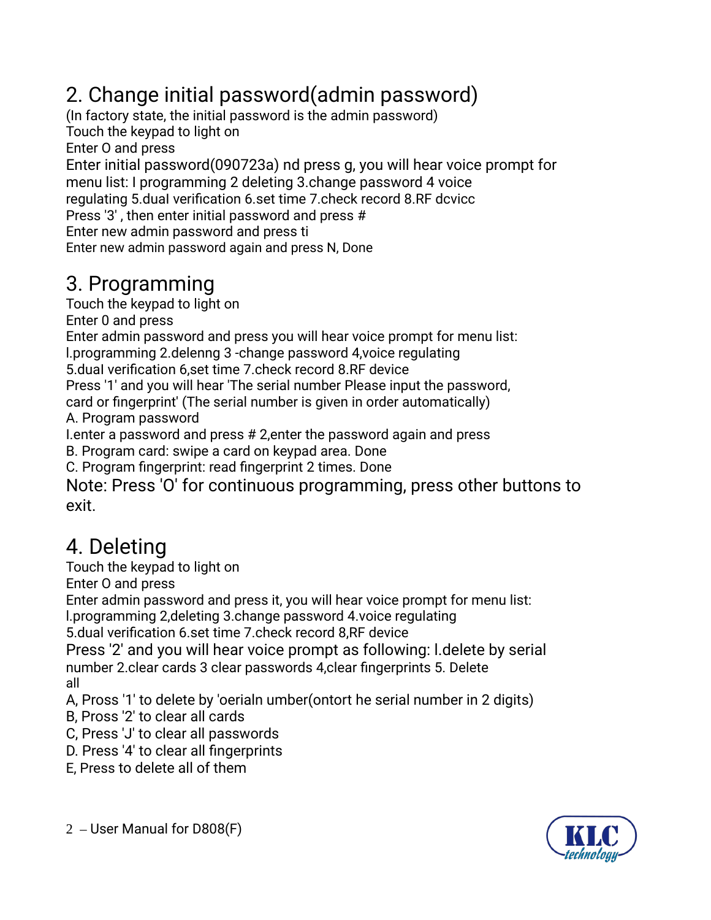## 2. Change initial password(admin password)

(In factory state, the initial password is the admin password)
Touch the keypad to light on
Enter O and press
Enter initial password(090723a) nd press g, you will hear voice prompt for menu list: I programming 2 deleting 3.change password 4 voice regulating 5.dual verification 6.set time 7.check record 8.RF dcvicc
Press '3' , then enter initial password and press #
Enter new admin password and press ti
Enter new admin password again and press N, Done

## 3. Programming

Touch the keypad to light on
Enter 0 and press
Enter admin password and press you will hear voice prompt for menu list:
l.programming 2.delenng 3 -change password 4,voice regulating
5.dual verification 6,set time 7.check record 8.RF device
Press '1' and you will hear 'The serial number Please input the password, card or fingerprint' (The serial number is given in order automatically)
A. Program password
l.enter a password and press # 2,enter the password again and press
B. Program card: swipe a card on keypad area. Done
C. Program fingerprint: read fingerprint 2 times. Done
Note: Press 'O' for continuous programming, press other buttons to exit.

## 4. Deleting

Touch the keypad to light on
Enter O and press
Enter admin password and press it, you will hear voice prompt for menu list:
l.programming 2,deleting 3.change password 4.voice regulating
5.dual verification 6.set time 7.check record 8,RF device
Press '2' and you will hear voice prompt as following: l.delete by serial number 2.clear cards 3 clear passwords 4,clear fingerprints 5. Delete all
A, Pross '1' to delete by 'oerialn umber(ontort he serial number in 2 digits)
B, Pross '2' to clear all cards
C, Press 'J' to clear all passwords
D. Press '4' to clear all fingerprints
E, Press to delete all of them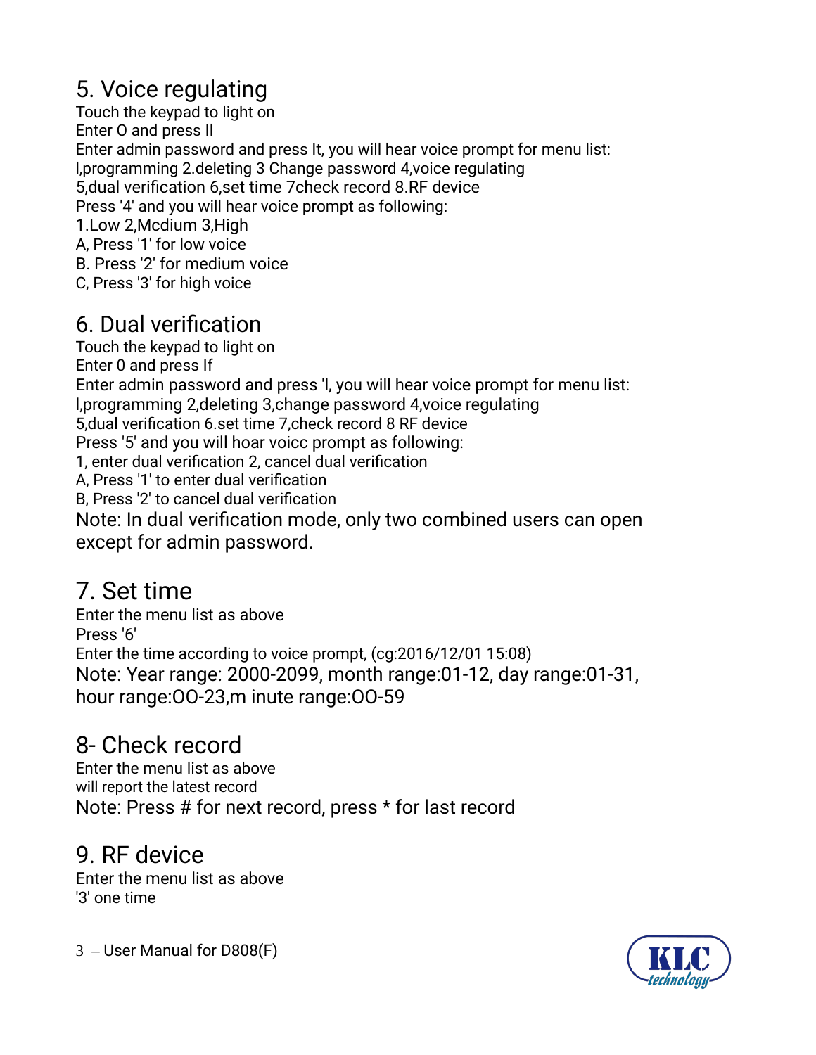## 5. Voice regulating

Touch the keypad to light on
Enter O and press Il
Enter admin password and press It, you will hear voice prompt for menu list:
l,programming 2.deleting 3 Change password 4,voice regulating
5,dual verification 6,set time 7check record 8.RF device
Press '4' and you will hear voice prompt as following:
1.Low 2,Mcdium 3,High
A, Press '1' for low voice
B. Press '2' for medium voice
C, Press '3' for high voice

## 6. Dual verification

Touch the keypad to light on
Enter 0 and press If
Enter admin password and press 'l, you will hear voice prompt for menu list:
l,programming 2,deleting 3,change password 4,voice regulating
5,dual verification 6.set time 7,check record 8 RF device
Press '5' and you will hoar voicc prompt as following:
1, enter dual verification 2, cancel dual verification
A, Press '1' to enter dual verification
B, Press '2' to cancel dual verification

Note: In dual verification mode, only two combined users can open except for admin password.

## 7. Set time

Enter the menu list as above
Press '6'
Enter the time according to voice prompt, (cg:2016/12/01 15:08)

Note: Year range: 2000-2099, month range:01-12, day range:01-31, hour range:OO-23,m inute range:OO-59

## 8- Check record

Enter the menu list as above
will report the latest record

Note: Press # for next record, press * for last record

## 9. RF device

Enter the menu list as above
'3' one time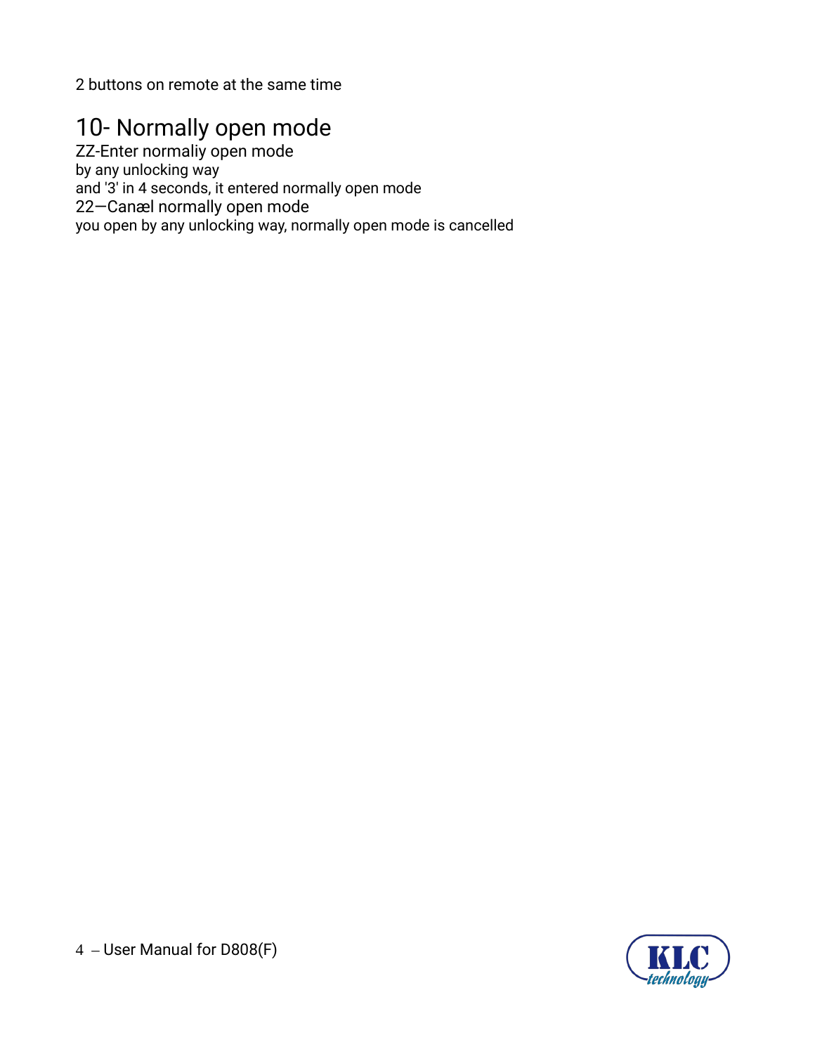2 buttons on remote at the same time

## 10- Normally open mode

ZZ-Enter normaliy open mode
by any unlocking way
and '3' in 4 seconds, it entered normally open mode
22—Canæl normally open mode
you open by any unlocking way, normally open mode is cancelled